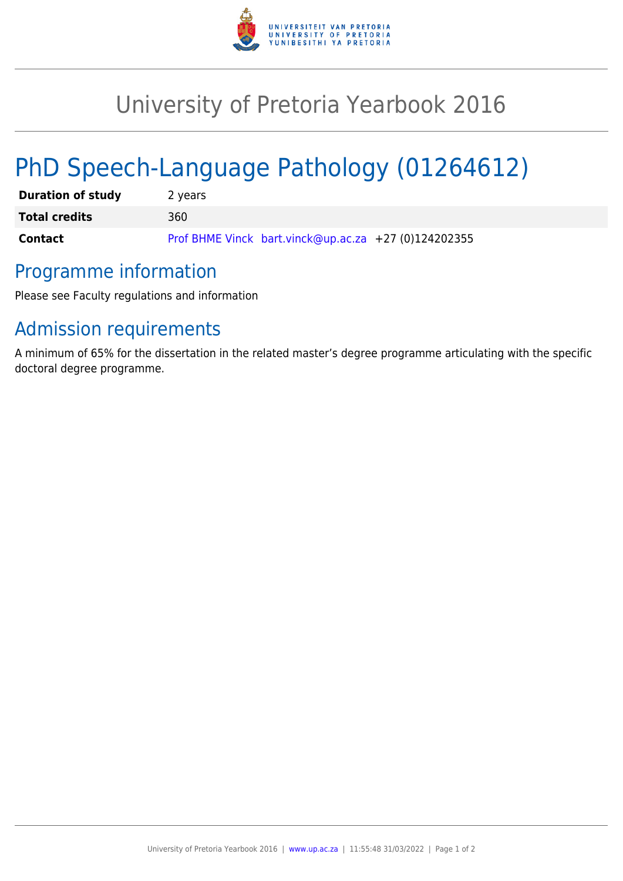# University of Pretoria Yearbook 2016

# PhD Speech-Language Pathology (01264612)

| | |
|---|---|
| **Duration of study** | 2 years |
| **Total credits** | 360 |
| **Contact** | Prof BHME Vinck bart.vinck@up.ac.za +27 (0)124202355 |

## Programme information

Please see Faculty regulations and information

## Admission requirements

A minimum of 65% for the dissertation in the related master's degree programme articulating with the specific doctoral degree programme.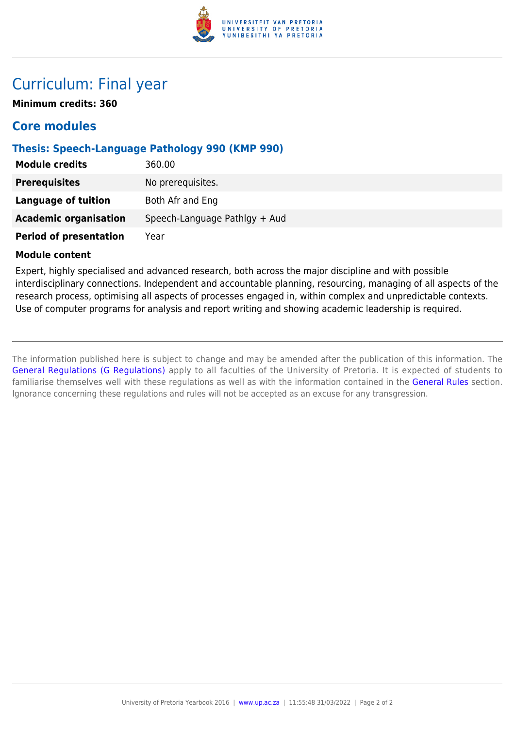# Curriculum: Final year

**Minimum credits: 360**

## Core modules

### Thesis: Speech-Language Pathology 990 (KMP 990)

| | |
|---|---|
| **Module credits** | 360.00 |
| **Prerequisites** | No prerequisites. |
| **Language of tuition** | Both Afr and Eng |
| **Academic organisation** | Speech-Language Pathlgy + Aud |
| **Period of presentation** | Year |

**Module content**

Expert, highly specialised and advanced research, both across the major discipline and with possible interdisciplinary connections. Independent and accountable planning, resourcing, managing of all aspects of the research process, optimising all aspects of processes engaged in, within complex and unpredictable contexts. Use of computer programs for analysis and report writing and showing academic leadership is required.

The information published here is subject to change and may be amended after the publication of this information. The General Regulations (G Regulations) apply to all faculties of the University of Pretoria. It is expected of students to familiarise themselves well with these regulations as well as with the information contained in the General Rules section. Ignorance concerning these regulations and rules will not be accepted as an excuse for any transgression.